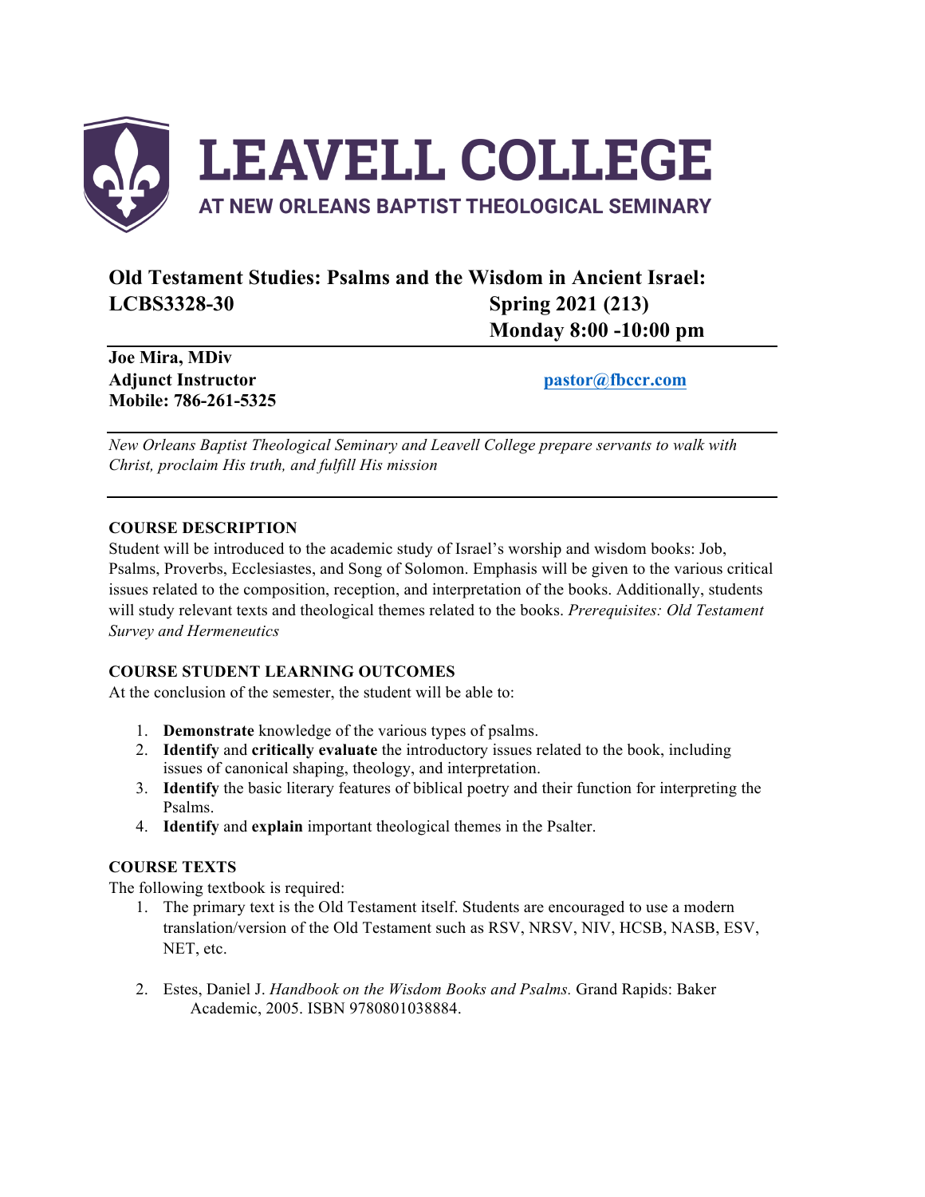# LEAVELL COLLEGE

## AT NEW ORLEANS BAPTIST THEOLOGICAL SEMINARY

**Old Testament Studies: Psalms and the Wisdom in Ancient Israel:**
**LCBS3328-30** **Spring 2021 (213)**
**Monday 8:00 -10:00 pm**

**Joe Mira, MDiv**
**Adjunct Instructor** **pastor@fbccr.com**
**Mobile: 786-261-5325**

*New Orleans Baptist Theological Seminary and Leavell College prepare servants to walk with Christ, proclaim His truth, and fulfill His mission*

**COURSE DESCRIPTION**

Student will be introduced to the academic study of Israel's worship and wisdom books: Job, Psalms, Proverbs, Ecclesiastes, and Song of Solomon. Emphasis will be given to the various critical issues related to the composition, reception, and interpretation of the books. Additionally, students will study relevant texts and theological themes related to the books. *Prerequisites: Old Testament Survey and Hermeneutics*

**COURSE STUDENT LEARNING OUTCOMES**

At the conclusion of the semester, the student will be able to:

1. **Demonstrate** knowledge of the various types of psalms.
2. **Identify** and **critically evaluate** the introductory issues related to the book, including issues of canonical shaping, theology, and interpretation.
3. **Identify** the basic literary features of biblical poetry and their function for interpreting the Psalms.
4. **Identify** and **explain** important theological themes in the Psalter.

**COURSE TEXTS**

The following textbook is required:

1. The primary text is the Old Testament itself. Students are encouraged to use a modern translation/version of the Old Testament such as RSV, NRSV, NIV, HCSB, NASB, ESV, NET, etc.

2. Estes, Daniel J. *Handbook on the Wisdom Books and Psalms.* Grand Rapids: Baker Academic, 2005. ISBN 9780801038884.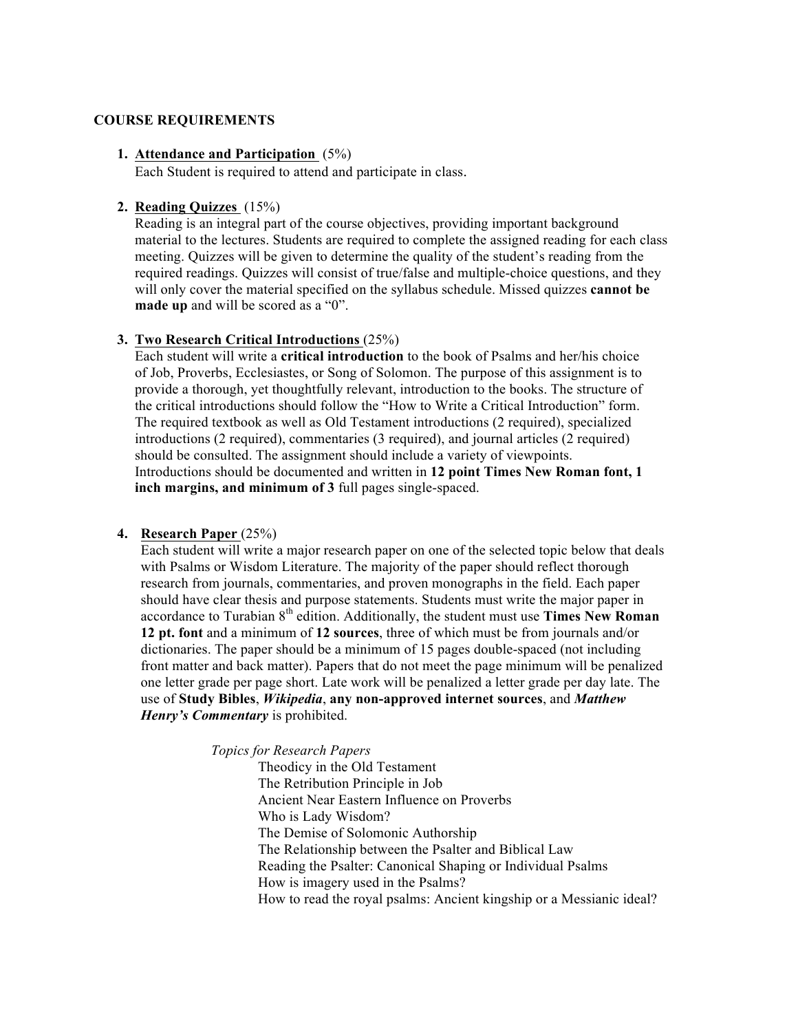**COURSE REQUIREMENTS**

1. **Attendance and Participation** (5%)
   Each Student is required to attend and participate in class.

2. **Reading Quizzes** (15%)
   Reading is an integral part of the course objectives, providing important background material to the lectures. Students are required to complete the assigned reading for each class meeting. Quizzes will be given to determine the quality of the student's reading from the required readings. Quizzes will consist of true/false and multiple-choice questions, and they will only cover the material specified on the syllabus schedule. Missed quizzes **cannot be made up** and will be scored as a "0".

3. **Two Research Critical Introductions** (25%)
   Each student will write a **critical introduction** to the book of Psalms and her/his choice of Job, Proverbs, Ecclesiastes, or Song of Solomon. The purpose of this assignment is to provide a thorough, yet thoughtfully relevant, introduction to the books. The structure of the critical introductions should follow the "How to Write a Critical Introduction" form. The required textbook as well as Old Testament introductions (2 required), specialized introductions (2 required), commentaries (3 required), and journal articles (2 required) should be consulted. The assignment should include a variety of viewpoints. Introductions should be documented and written in **12 point Times New Roman font, 1 inch margins, and minimum of 3** full pages single-spaced.

4. **Research Paper** (25%)
   Each student will write a major research paper on one of the selected topic below that deals with Psalms or Wisdom Literature. The majority of the paper should reflect thorough research from journals, commentaries, and proven monographs in the field. Each paper should have clear thesis and purpose statements. Students must write the major paper in accordance to Turabian 8th edition. Additionally, the student must use **Times New Roman 12 pt. font** and a minimum of **12 sources**, three of which must be from journals and/or dictionaries. The paper should be a minimum of 15 pages double-spaced (not including front matter and back matter). Papers that do not meet the page minimum will be penalized one letter grade per page short. Late work will be penalized a letter grade per day late. The use of **Study Bibles**, ***Wikipedia***, **any non-approved internet sources**, and ***Matthew Henry's Commentary*** is prohibited.

   *Topics for Research Papers*

   - Theodicy in the Old Testament
   - The Retribution Principle in Job
   - Ancient Near Eastern Influence on Proverbs
   - Who is Lady Wisdom?
   - The Demise of Solomonic Authorship
   - The Relationship between the Psalter and Biblical Law
   - Reading the Psalter: Canonical Shaping or Individual Psalms
   - How is imagery used in the Psalms?
   - How to read the royal psalms: Ancient kingship or a Messianic ideal?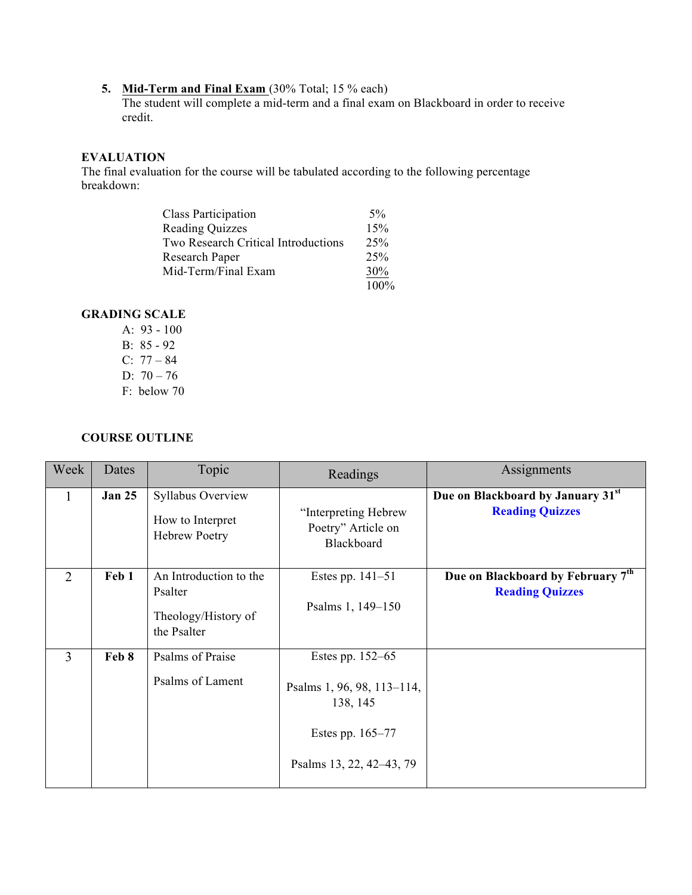5. **Mid-Term and Final Exam** (30% Total; 15 % each)
   The student will complete a mid-term and a final exam on Blackboard in order to receive credit.

### EVALUATION

The final evaluation for the course will be tabulated according to the following percentage breakdown:

| | |
|---|---|
| Class Participation | 5% |
| Reading Quizzes | 15% |
| Two Research Critical Introductions | 25% |
| Research Paper | 25% |
| Mid-Term/Final Exam | 30% |
| | 100% |

### GRADING SCALE

- A: 93 - 100
- B: 85 - 92
- C: 77 – 84
- D: 70 – 76
- F: below 70

### COURSE OUTLINE

| Week | Dates | Topic | Readings | Assignments |
|---|---|---|---|---|
| 1 | **Jan 25** | Syllabus Overview<br><br>How to Interpret Hebrew Poetry | "Interpreting Hebrew Poetry" Article on Blackboard | **Due on Blackboard by January 31st**<br>**Reading Quizzes** |
| 2 | **Feb 1** | An Introduction to the Psalter<br><br>Theology/History of the Psalter | Estes pp. 141–51<br><br>Psalms 1, 149–150 | **Due on Blackboard by February 7th**<br>**Reading Quizzes** |
| 3 | **Feb 8** | Psalms of Praise<br><br>Psalms of Lament | Estes pp. 152–65<br><br>Psalms 1, 96, 98, 113–114, 138, 145<br><br>Estes pp. 165–77<br><br>Psalms 13, 22, 42–43, 79 | |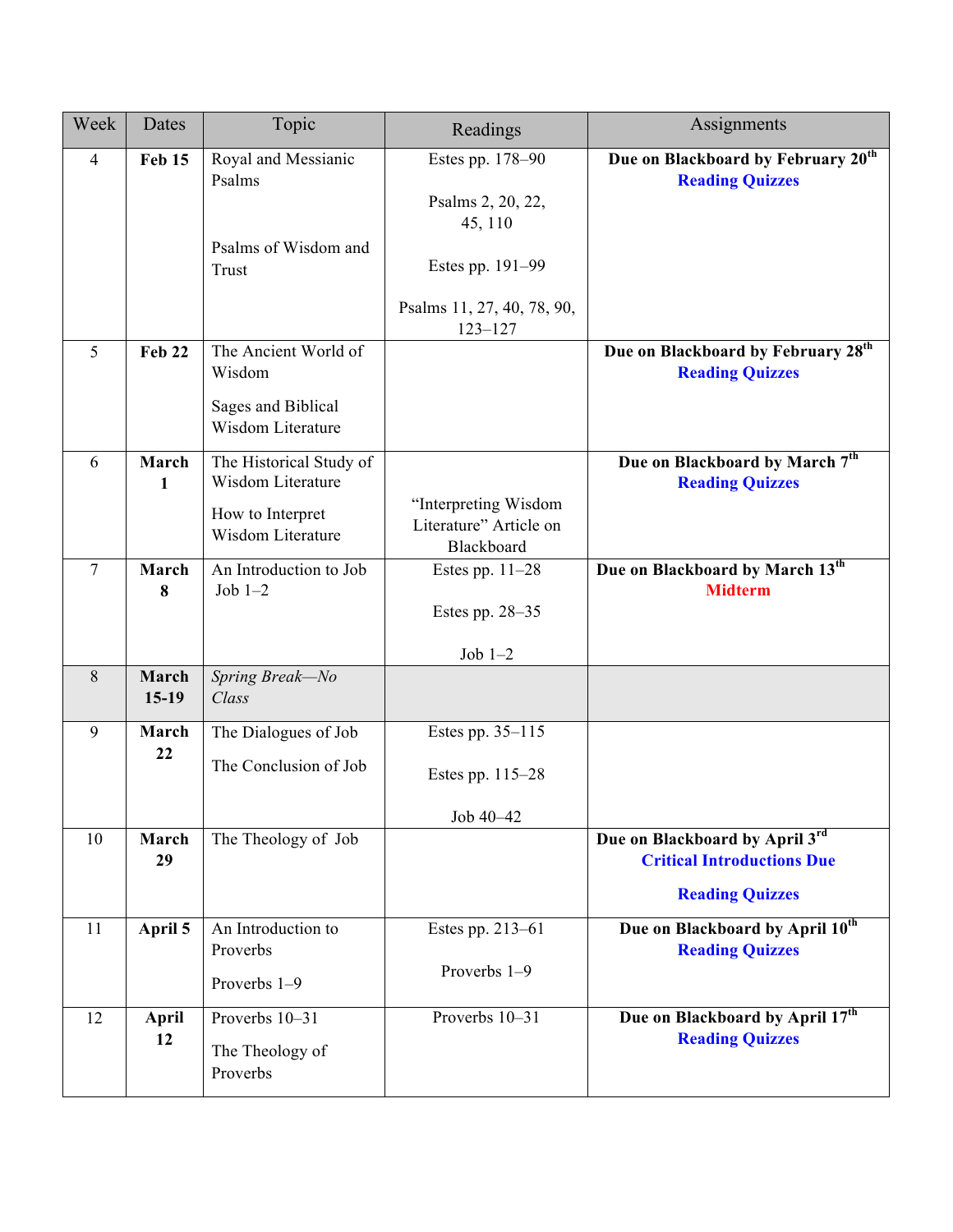| Week | Dates | Topic | Readings | Assignments |
|---|---|---|---|---|
| 4 | **Feb 15** | Royal and Messianic Psalms<br><br>Psalms of Wisdom and Trust | Estes pp. 178–90<br><br>Psalms 2, 20, 22, 45, 110<br><br>Estes pp. 191–99<br><br>Psalms 11, 27, 40, 78, 90, 123–127 | **Due on Blackboard by February 20th**<br>**Reading Quizzes** |
| 5 | **Feb 22** | The Ancient World of Wisdom<br><br>Sages and Biblical Wisdom Literature | | **Due on Blackboard by February 28th**<br>**Reading Quizzes** |
| 6 | **March 1** | The Historical Study of Wisdom Literature<br><br>How to Interpret Wisdom Literature | "Interpreting Wisdom Literature" Article on Blackboard | **Due on Blackboard by March 7th**<br>**Reading Quizzes** |
| 7 | **March 8** | An Introduction to Job<br>Job 1–2 | Estes pp. 11–28<br><br>Estes pp. 28–35<br><br>Job 1–2 | **Due on Blackboard by March 13th**<br>**Midterm** |
| 8 | **March 15-19** | *Spring Break—No Class* | | |
| 9 | **March 22** | The Dialogues of Job<br><br>The Conclusion of Job | Estes pp. 35–115<br><br>Estes pp. 115–28<br><br>Job 40–42 | |
| 10 | **March 29** | The Theology of Job | | **Due on Blackboard by April 3rd**<br>**Critical Introductions Due**<br><br>**Reading Quizzes** |
| 11 | **April 5** | An Introduction to Proverbs<br><br>Proverbs 1–9 | Estes pp. 213–61<br><br>Proverbs 1–9 | **Due on Blackboard by April 10th**<br>**Reading Quizzes** |
| 12 | **April 12** | Proverbs 10–31<br><br>The Theology of Proverbs | Proverbs 10–31 | **Due on Blackboard by April 17th**<br>**Reading Quizzes** |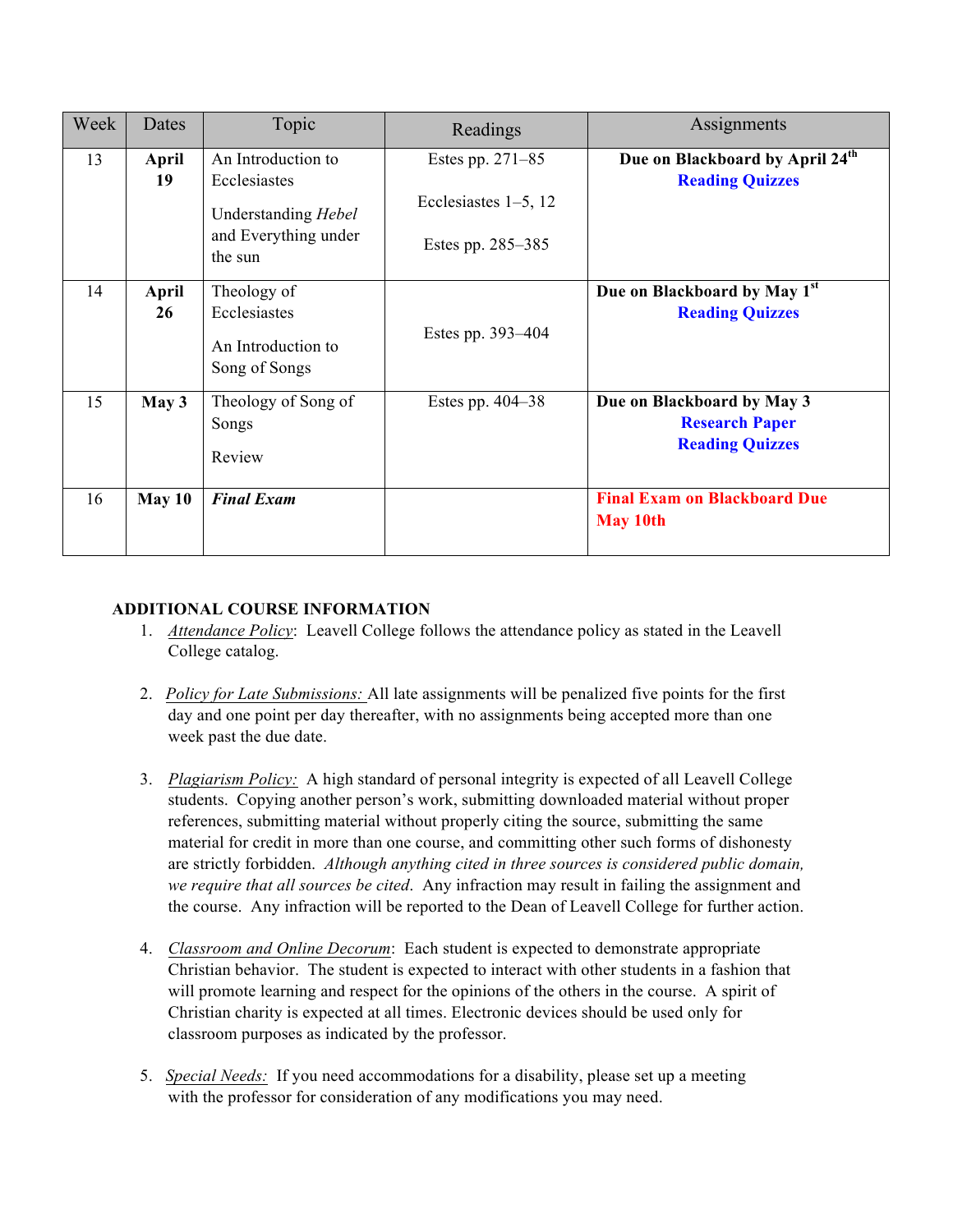| Week | Dates | Topic | Readings | Assignments |
|---|---|---|---|---|
| 13 | **April 19** | An Introduction to Ecclesiastes<br><br>Understanding *Hebel* and Everything under the sun | Estes pp. 271–85<br><br>Ecclesiastes 1–5, 12<br><br>Estes pp. 285–385 | **Due on Blackboard by April 24th**<br>**Reading Quizzes** |
| 14 | **April 26** | Theology of Ecclesiastes<br><br>An Introduction to Song of Songs | Estes pp. 393–404 | **Due on Blackboard by May 1st**<br>**Reading Quizzes** |
| 15 | **May 3** | Theology of Song of Songs<br><br>Review | Estes pp. 404–38 | **Due on Blackboard by May 3**<br>**Research Paper**<br>**Reading Quizzes** |
| 16 | **May 10** | ***Final Exam*** | | **Final Exam on Blackboard Due May 10th** |

**ADDITIONAL COURSE INFORMATION**

1. *Attendance Policy*: Leavell College follows the attendance policy as stated in the Leavell College catalog.

2. *Policy for Late Submissions:* All late assignments will be penalized five points for the first day and one point per day thereafter, with no assignments being accepted more than one week past the due date.

3. *Plagiarism Policy:* A high standard of personal integrity is expected of all Leavell College students. Copying another person's work, submitting downloaded material without proper references, submitting material without properly citing the source, submitting the same material for credit in more than one course, and committing other such forms of dishonesty are strictly forbidden. *Although anything cited in three sources is considered public domain, we require that all sources be cited*. Any infraction may result in failing the assignment and the course. Any infraction will be reported to the Dean of Leavell College for further action.

4. *Classroom and Online Decorum*: Each student is expected to demonstrate appropriate Christian behavior. The student is expected to interact with other students in a fashion that will promote learning and respect for the opinions of the others in the course. A spirit of Christian charity is expected at all times. Electronic devices should be used only for classroom purposes as indicated by the professor.

5. *Special Needs:* If you need accommodations for a disability, please set up a meeting with the professor for consideration of any modifications you may need.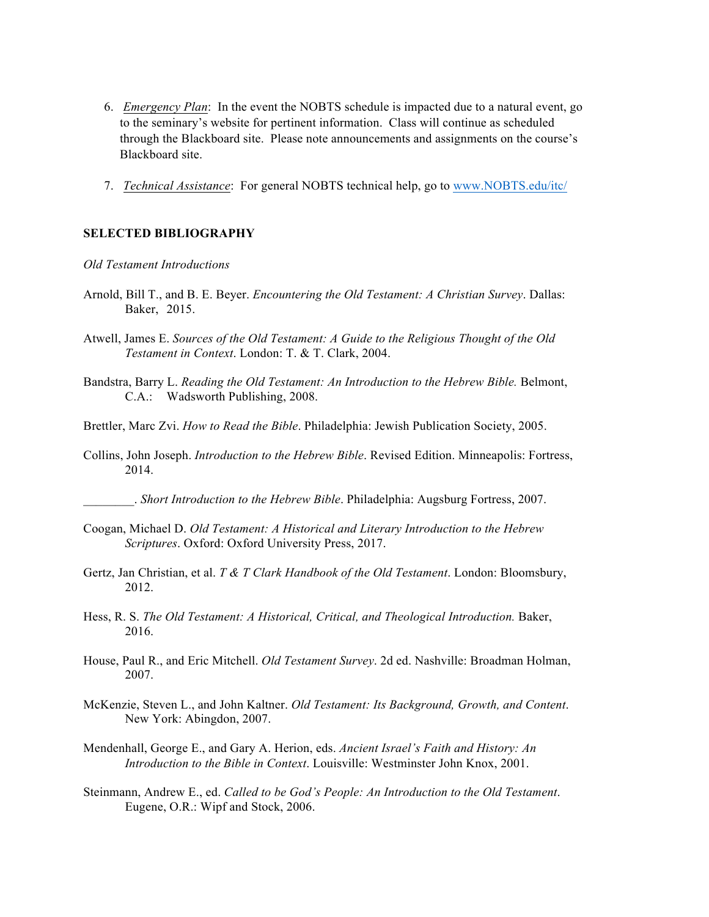6. *Emergency Plan*: In the event the NOBTS schedule is impacted due to a natural event, go to the seminary's website for pertinent information. Class will continue as scheduled through the Blackboard site. Please note announcements and assignments on the course's Blackboard site.

7. *Technical Assistance*: For general NOBTS technical help, go to www.NOBTS.edu/itc/

## SELECTED BIBLIOGRAPHY

*Old Testament Introductions*

Arnold, Bill T., and B. E. Beyer. *Encountering the Old Testament: A Christian Survey*. Dallas: Baker, 2015.

Atwell, James E. *Sources of the Old Testament: A Guide to the Religious Thought of the Old Testament in Context*. London: T. & T. Clark, 2004.

Bandstra, Barry L. *Reading the Old Testament: An Introduction to the Hebrew Bible.* Belmont, C.A.: Wadsworth Publishing, 2008.

Brettler, Marc Zvi. *How to Read the Bible*. Philadelphia: Jewish Publication Society, 2005.

Collins, John Joseph. *Introduction to the Hebrew Bible*. Revised Edition. Minneapolis: Fortress, 2014.

________. *Short Introduction to the Hebrew Bible*. Philadelphia: Augsburg Fortress, 2007.

Coogan, Michael D. *Old Testament: A Historical and Literary Introduction to the Hebrew Scriptures*. Oxford: Oxford University Press, 2017.

Gertz, Jan Christian, et al. *T & T Clark Handbook of the Old Testament*. London: Bloomsbury, 2012.

Hess, R. S. *The Old Testament: A Historical, Critical, and Theological Introduction.* Baker, 2016.

House, Paul R., and Eric Mitchell. *Old Testament Survey*. 2d ed. Nashville: Broadman Holman, 2007.

McKenzie, Steven L., and John Kaltner. *Old Testament: Its Background, Growth, and Content*. New York: Abingdon, 2007.

Mendenhall, George E., and Gary A. Herion, eds. *Ancient Israel's Faith and History: An Introduction to the Bible in Context*. Louisville: Westminster John Knox, 2001.

Steinmann, Andrew E., ed. *Called to be God's People: An Introduction to the Old Testament*. Eugene, O.R.: Wipf and Stock, 2006.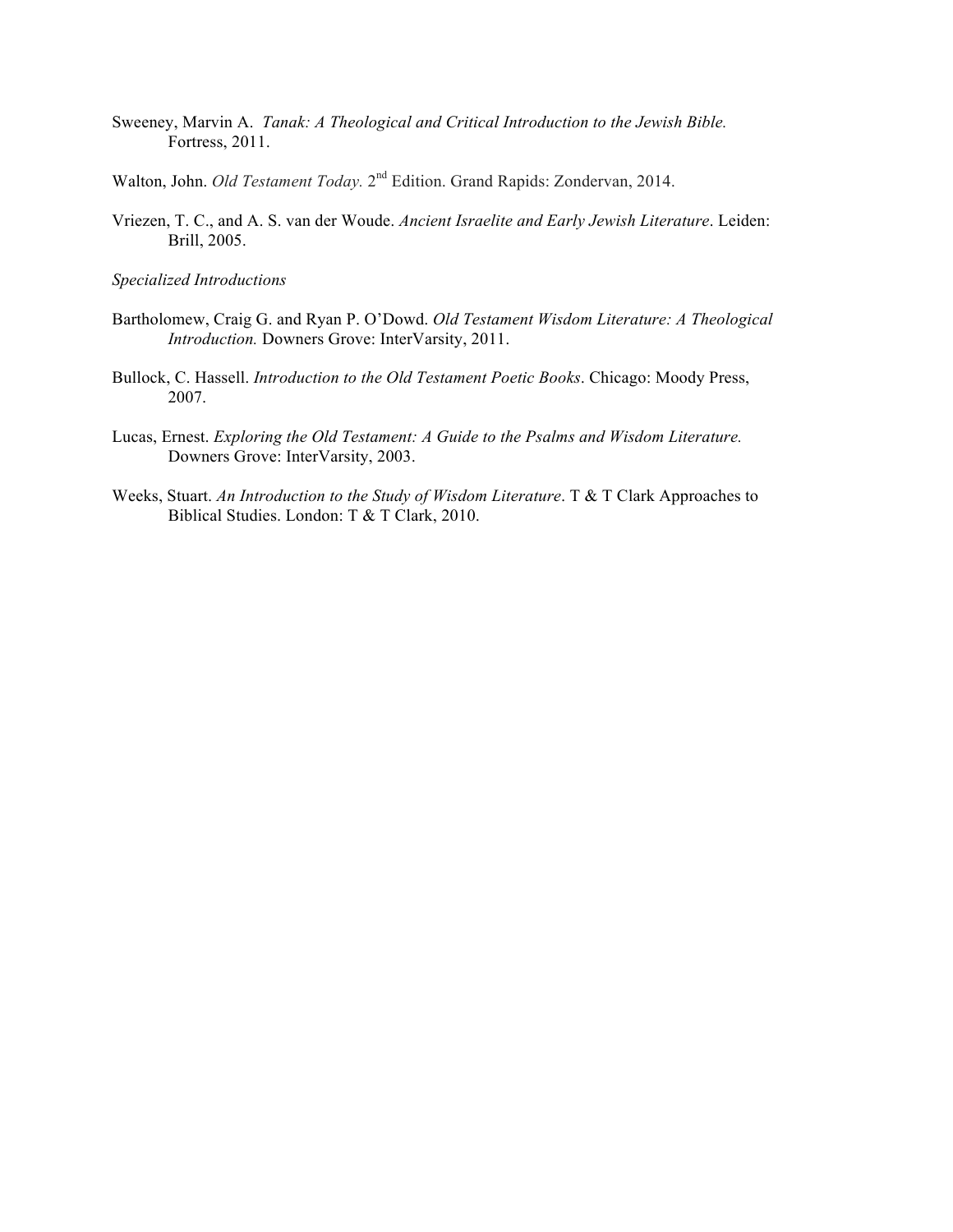Sweeney, Marvin A. *Tanak: A Theological and Critical Introduction to the Jewish Bible.* Fortress, 2011.

Walton, John. *Old Testament Today.* 2nd Edition. Grand Rapids: Zondervan, 2014.

Vriezen, T. C., and A. S. van der Woude. *Ancient Israelite and Early Jewish Literature*. Leiden: Brill, 2005.

*Specialized Introductions*

Bartholomew, Craig G. and Ryan P. O'Dowd. *Old Testament Wisdom Literature: A Theological Introduction.* Downers Grove: InterVarsity, 2011.

Bullock, C. Hassell. *Introduction to the Old Testament Poetic Books*. Chicago: Moody Press, 2007.

Lucas, Ernest. *Exploring the Old Testament: A Guide to the Psalms and Wisdom Literature.* Downers Grove: InterVarsity, 2003.

Weeks, Stuart. *An Introduction to the Study of Wisdom Literature*. T & T Clark Approaches to Biblical Studies. London: T & T Clark, 2010.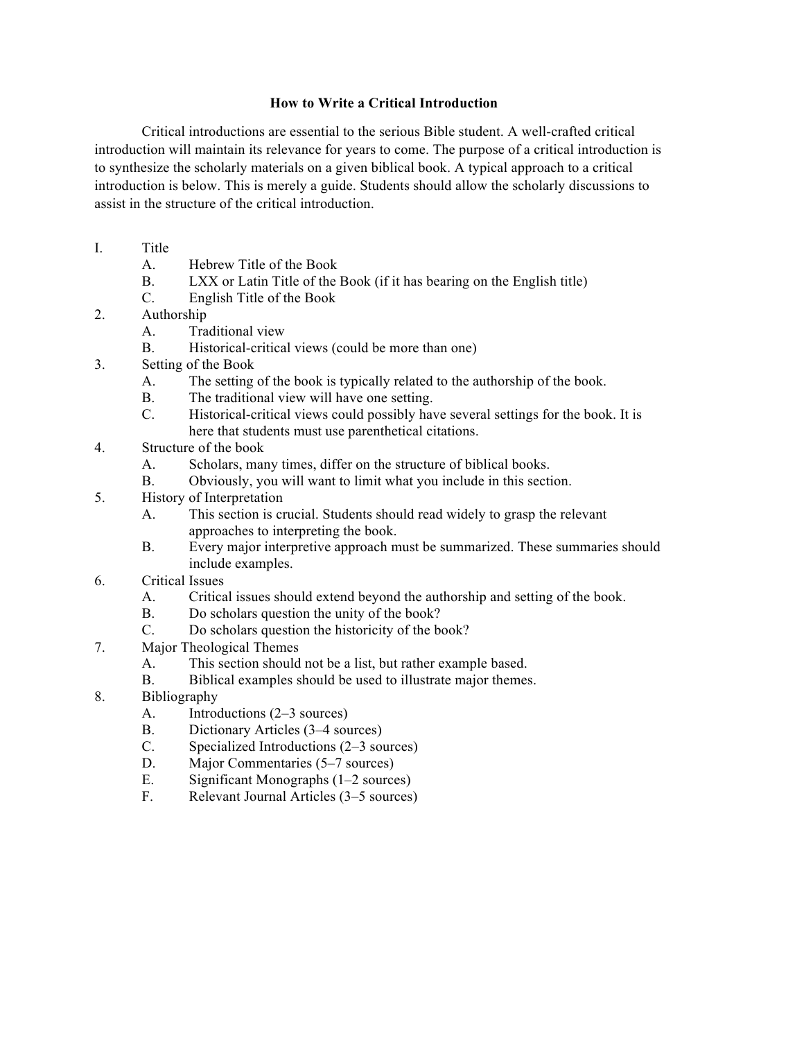## How to Write a Critical Introduction

Critical introductions are essential to the serious Bible student. A well-crafted critical introduction will maintain its relevance for years to come. The purpose of a critical introduction is to synthesize the scholarly materials on a given biblical book. A typical approach to a critical introduction is below. This is merely a guide. Students should allow the scholarly discussions to assist in the structure of the critical introduction.

I. Title
   - A. Hebrew Title of the Book
   - B. LXX or Latin Title of the Book (if it has bearing on the English title)
   - C. English Title of the Book

2. Authorship
   - A. Traditional view
   - B. Historical-critical views (could be more than one)

3. Setting of the Book
   - A. The setting of the book is typically related to the authorship of the book.
   - B. The traditional view will have one setting.
   - C. Historical-critical views could possibly have several settings for the book. It is here that students must use parenthetical citations.

4. Structure of the book
   - A. Scholars, many times, differ on the structure of biblical books.
   - B. Obviously, you will want to limit what you include in this section.

5. History of Interpretation
   - A. This section is crucial. Students should read widely to grasp the relevant approaches to interpreting the book.
   - B. Every major interpretive approach must be summarized. These summaries should include examples.

6. Critical Issues
   - A. Critical issues should extend beyond the authorship and setting of the book.
   - B. Do scholars question the unity of the book?
   - C. Do scholars question the historicity of the book?

7. Major Theological Themes
   - A. This section should not be a list, but rather example based.
   - B. Biblical examples should be used to illustrate major themes.

8. Bibliography
   - A. Introductions (2–3 sources)
   - B. Dictionary Articles (3–4 sources)
   - C. Specialized Introductions (2–3 sources)
   - D. Major Commentaries (5–7 sources)
   - E. Significant Monographs (1–2 sources)
   - F. Relevant Journal Articles (3–5 sources)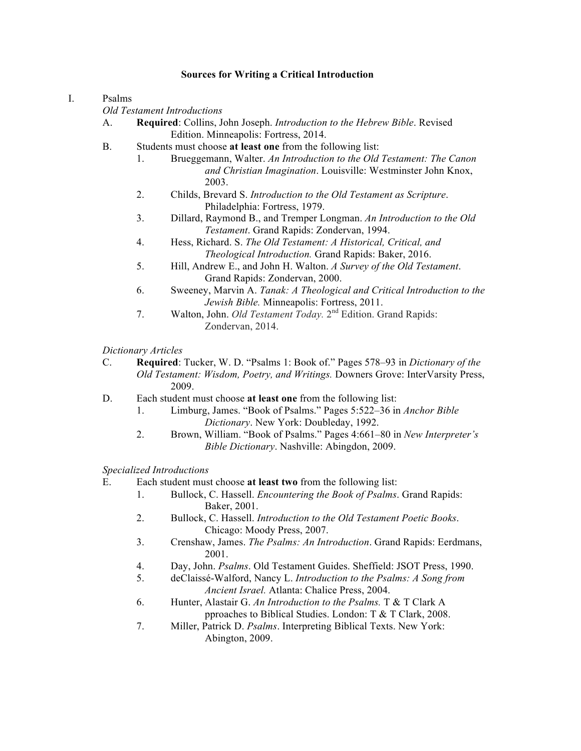## Sources for Writing a Critical Introduction

I. Psalms

*Old Testament Introductions*

A. **Required**: Collins, John Joseph. *Introduction to the Hebrew Bible*. Revised Edition. Minneapolis: Fortress, 2014.

B. Students must choose **at least one** from the following list:

1. Brueggemann, Walter. *An Introduction to the Old Testament: The Canon and Christian Imagination*. Louisville: Westminster John Knox, 2003.
2. Childs, Brevard S. *Introduction to the Old Testament as Scripture*. Philadelphia: Fortress, 1979.
3. Dillard, Raymond B., and Tremper Longman. *An Introduction to the Old Testament*. Grand Rapids: Zondervan, 1994.
4. Hess, Richard. S. *The Old Testament: A Historical, Critical, and Theological Introduction.* Grand Rapids: Baker, 2016.
5. Hill, Andrew E., and John H. Walton. *A Survey of the Old Testament*. Grand Rapids: Zondervan, 2000.
6. Sweeney, Marvin A. *Tanak: A Theological and Critical Introduction to the Jewish Bible.* Minneapolis: Fortress, 2011.
7. Walton, John. *Old Testament Today.* 2nd Edition. Grand Rapids: Zondervan, 2014.

*Dictionary Articles*

C. **Required**: Tucker, W. D. "Psalms 1: Book of." Pages 578–93 in *Dictionary of the Old Testament: Wisdom, Poetry, and Writings.* Downers Grove: InterVarsity Press, 2009.

D. Each student must choose **at least one** from the following list:

1. Limburg, James. "Book of Psalms." Pages 5:522–36 in *Anchor Bible Dictionary*. New York: Doubleday, 1992.
2. Brown, William. "Book of Psalms." Pages 4:661–80 in *New Interpreter's Bible Dictionary*. Nashville: Abingdon, 2009.

*Specialized Introductions*

E. Each student must choose **at least two** from the following list:

1. Bullock, C. Hassell. *Encountering the Book of Psalms*. Grand Rapids: Baker, 2001.
2. Bullock, C. Hassell. *Introduction to the Old Testament Poetic Books*. Chicago: Moody Press, 2007.
3. Crenshaw, James. *The Psalms: An Introduction*. Grand Rapids: Eerdmans, 2001.
4. Day, John. *Psalms*. Old Testament Guides. Sheffield: JSOT Press, 1990.
5. deClaissé-Walford, Nancy L. *Introduction to the Psalms: A Song from Ancient Israel.* Atlanta: Chalice Press, 2004.
6. Hunter, Alastair G. *An Introduction to the Psalms.* T & T Clark A pproaches to Biblical Studies. London: T & T Clark, 2008.
7. Miller, Patrick D. *Psalms*. Interpreting Biblical Texts. New York: Abington, 2009.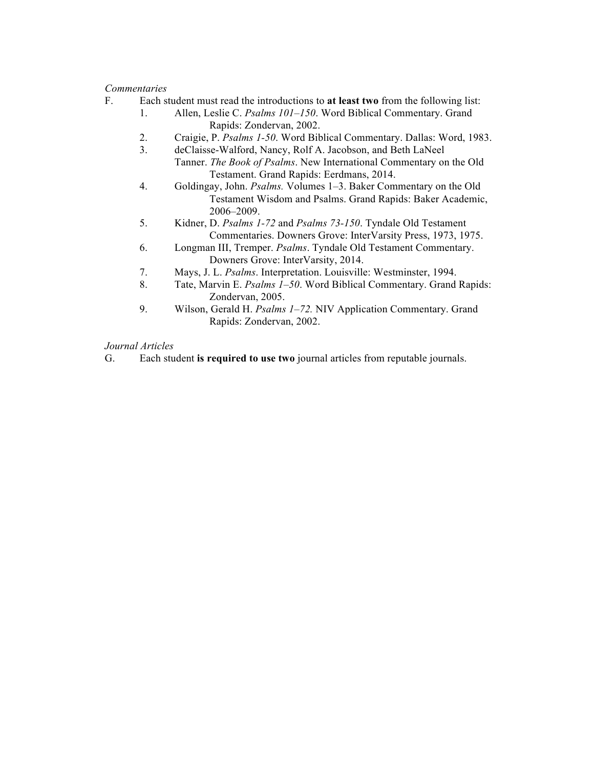*Commentaries*

F. Each student must read the introductions to **at least two** from the following list:

1. Allen, Leslie C. *Psalms 101–150*. Word Biblical Commentary. Grand Rapids: Zondervan, 2002.
2. Craigie, P. *Psalms 1-50*. Word Biblical Commentary. Dallas: Word, 1983.
3. deClaisse-Walford, Nancy, Rolf A. Jacobson, and Beth LaNeel Tanner. *The Book of Psalms*. New International Commentary on the Old Testament. Grand Rapids: Eerdmans, 2014.
4. Goldingay, John. *Psalms.* Volumes 1–3. Baker Commentary on the Old Testament Wisdom and Psalms. Grand Rapids: Baker Academic, 2006–2009.
5. Kidner, D. *Psalms 1-72* and *Psalms 73-150*. Tyndale Old Testament Commentaries. Downers Grove: InterVarsity Press, 1973, 1975.
6. Longman III, Tremper. *Psalms*. Tyndale Old Testament Commentary. Downers Grove: InterVarsity, 2014.
7. Mays, J. L. *Psalms*. Interpretation. Louisville: Westminster, 1994.
8. Tate, Marvin E. *Psalms 1–50*. Word Biblical Commentary. Grand Rapids: Zondervan, 2005.
9. Wilson, Gerald H. *Psalms 1–72.* NIV Application Commentary. Grand Rapids: Zondervan, 2002.

*Journal Articles*

G. Each student **is required to use two** journal articles from reputable journals.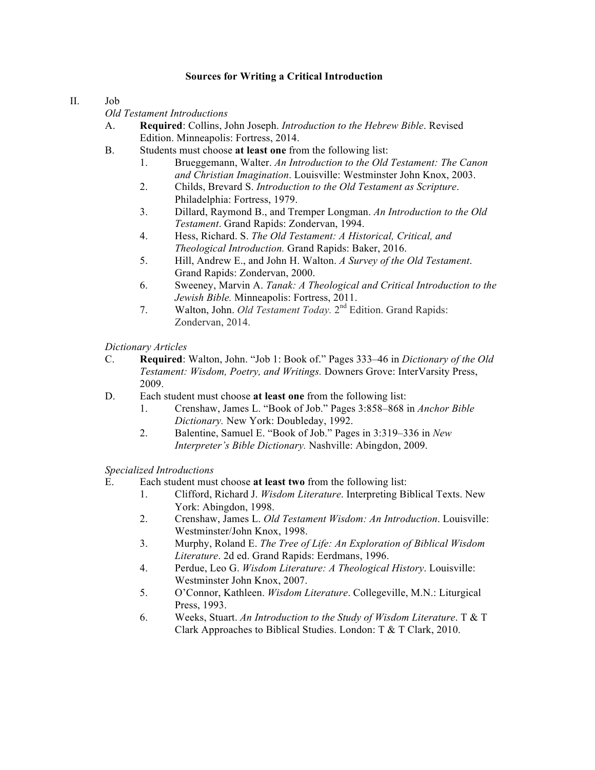## Sources for Writing a Critical Introduction

II. Job

*Old Testament Introductions*

A. **Required**: Collins, John Joseph. *Introduction to the Hebrew Bible*. Revised Edition. Minneapolis: Fortress, 2014.

B. Students must choose **at least one** from the following list:

1. Brueggemann, Walter. *An Introduction to the Old Testament: The Canon and Christian Imagination*. Louisville: Westminster John Knox, 2003.
2. Childs, Brevard S. *Introduction to the Old Testament as Scripture*. Philadelphia: Fortress, 1979.
3. Dillard, Raymond B., and Tremper Longman. *An Introduction to the Old Testament*. Grand Rapids: Zondervan, 1994.
4. Hess, Richard. S. *The Old Testament: A Historical, Critical, and Theological Introduction.* Grand Rapids: Baker, 2016.
5. Hill, Andrew E., and John H. Walton. *A Survey of the Old Testament*. Grand Rapids: Zondervan, 2000.
6. Sweeney, Marvin A. *Tanak: A Theological and Critical Introduction to the Jewish Bible.* Minneapolis: Fortress, 2011.
7. Walton, John. *Old Testament Today.* 2nd Edition. Grand Rapids: Zondervan, 2014.

*Dictionary Articles*

C. **Required**: Walton, John. "Job 1: Book of." Pages 333–46 in *Dictionary of the Old Testament: Wisdom, Poetry, and Writings.* Downers Grove: InterVarsity Press, 2009.

D. Each student must choose **at least one** from the following list:

1. Crenshaw, James L. "Book of Job." Pages 3:858–868 in *Anchor Bible Dictionary.* New York: Doubleday, 1992.
2. Balentine, Samuel E. "Book of Job." Pages in 3:319–336 in *New Interpreter's Bible Dictionary.* Nashville: Abingdon, 2009.

*Specialized Introductions*

E. Each student must choose **at least two** from the following list:

1. Clifford, Richard J. *Wisdom Literature*. Interpreting Biblical Texts. New York: Abingdon, 1998.
2. Crenshaw, James L. *Old Testament Wisdom: An Introduction*. Louisville: Westminster/John Knox, 1998.
3. Murphy, Roland E. *The Tree of Life: An Exploration of Biblical Wisdom Literature*. 2d ed. Grand Rapids: Eerdmans, 1996.
4. Perdue, Leo G. *Wisdom Literature: A Theological History*. Louisville: Westminster John Knox, 2007.
5. O'Connor, Kathleen. *Wisdom Literature*. Collegeville, M.N.: Liturgical Press, 1993.
6. Weeks, Stuart. *An Introduction to the Study of Wisdom Literature*. T & T Clark Approaches to Biblical Studies. London: T & T Clark, 2010.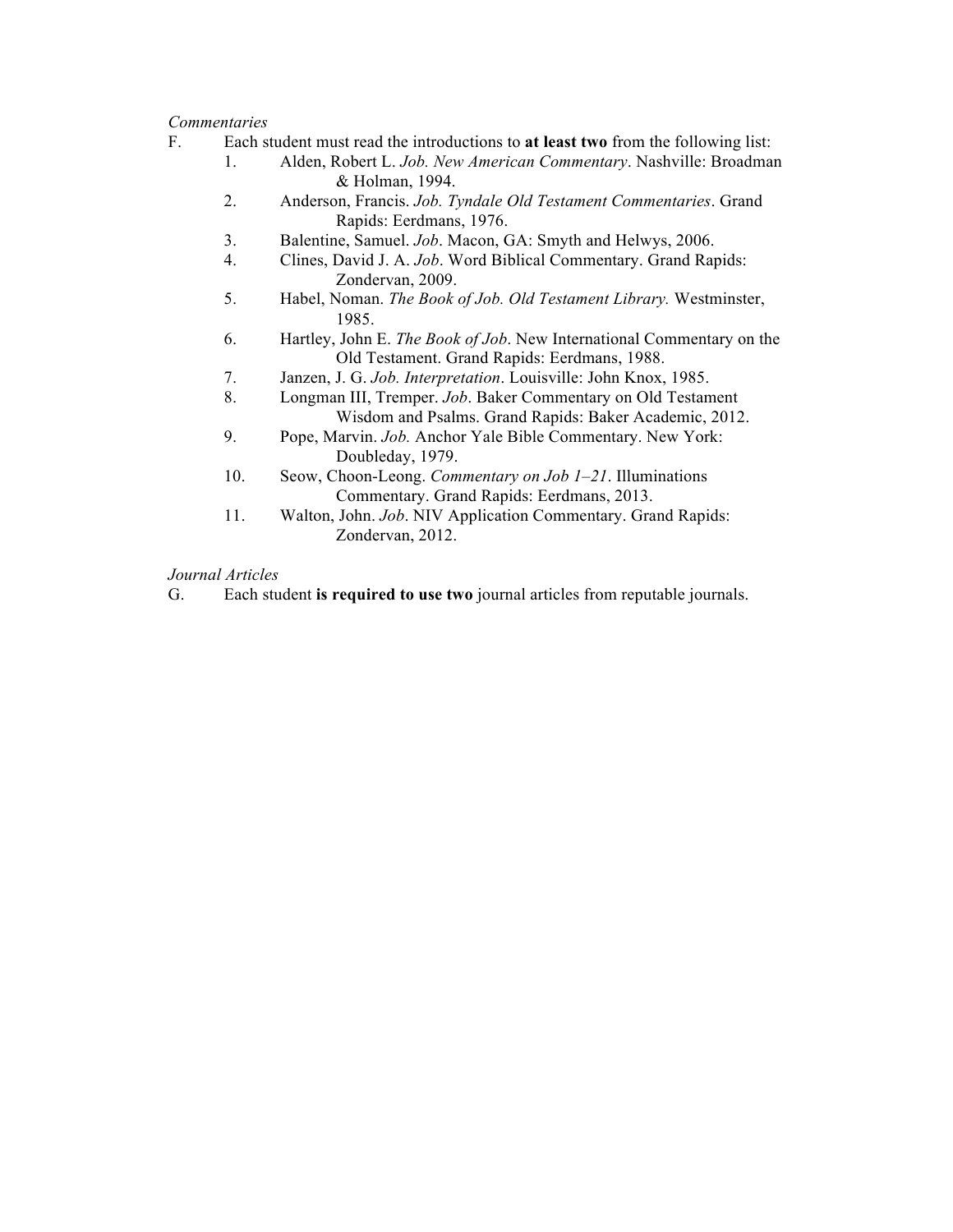*Commentaries*

F. Each student must read the introductions to **at least two** from the following list:

1. Alden, Robert L. *Job. New American Commentary*. Nashville: Broadman & Holman, 1994.
2. Anderson, Francis. *Job. Tyndale Old Testament Commentaries*. Grand Rapids: Eerdmans, 1976.
3. Balentine, Samuel. *Job*. Macon, GA: Smyth and Helwys, 2006.
4. Clines, David J. A. *Job*. Word Biblical Commentary. Grand Rapids: Zondervan, 2009.
5. Habel, Noman. *The Book of Job. Old Testament Library.* Westminster, 1985.
6. Hartley, John E. *The Book of Job*. New International Commentary on the Old Testament. Grand Rapids: Eerdmans, 1988.
7. Janzen, J. G. *Job. Interpretation*. Louisville: John Knox, 1985.
8. Longman III, Tremper. *Job*. Baker Commentary on Old Testament Wisdom and Psalms. Grand Rapids: Baker Academic, 2012.
9. Pope, Marvin. *Job.* Anchor Yale Bible Commentary. New York: Doubleday, 1979.
10. Seow, Choon-Leong. *Commentary on Job 1–21*. Illuminations Commentary. Grand Rapids: Eerdmans, 2013.
11. Walton, John. *Job*. NIV Application Commentary. Grand Rapids: Zondervan, 2012.

*Journal Articles*

G. Each student **is required to use two** journal articles from reputable journals.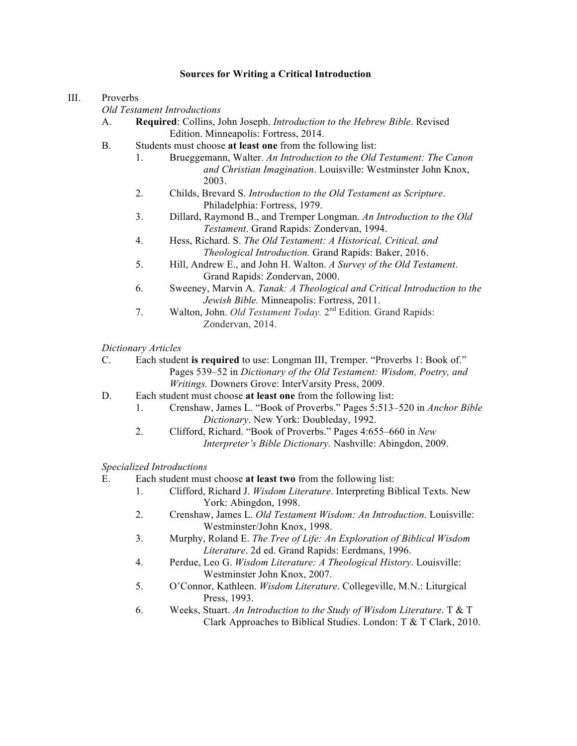### Sources for Writing a Critical Introduction

III. Proverbs

*Old Testament Introductions*

A. **Required**: Collins, John Joseph. *Introduction to the Hebrew Bible*. Revised Edition. Minneapolis: Fortress, 2014.

B. Students must choose **at least one** from the following list:

1. Brueggemann, Walter. *An Introduction to the Old Testament: The Canon and Christian Imagination*. Louisville: Westminster John Knox, 2003.
2. Childs, Brevard S. *Introduction to the Old Testament as Scripture*. Philadelphia: Fortress, 1979.
3. Dillard, Raymond B., and Tremper Longman. *An Introduction to the Old Testament*. Grand Rapids: Zondervan, 1994.
4. Hess, Richard. S. *The Old Testament: A Historical, Critical, and Theological Introduction.* Grand Rapids: Baker, 2016.
5. Hill, Andrew E., and John H. Walton. *A Survey of the Old Testament*. Grand Rapids: Zondervan, 2000.
6. Sweeney, Marvin A. *Tanak: A Theological and Critical Introduction to the Jewish Bible.* Minneapolis: Fortress, 2011.
7. Walton, John. *Old Testament Today.* 2nd Edition. Grand Rapids: Zondervan, 2014.

*Dictionary Articles*

C. Each student **is required** to use: Longman III, Tremper. "Proverbs 1: Book of." Pages 539–52 in *Dictionary of the Old Testament: Wisdom, Poetry, and Writings.* Downers Grove: InterVarsity Press, 2009.

D. Each student must choose **at least one** from the following list:

1. Crenshaw, James L. "Book of Proverbs." Pages 5:513–520 in *Anchor Bible Dictionary*. New York: Doubleday, 1992.
2. Clifford, Richard. "Book of Proverbs." Pages 4:655–660 in *New Interpreter's Bible Dictionary.* Nashville: Abingdon, 2009.

*Specialized Introductions*

E. Each student must choose **at least two** from the following list:

1. Clifford, Richard J. *Wisdom Literature*. Interpreting Biblical Texts. New York: Abingdon, 1998.
2. Crenshaw, James L. *Old Testament Wisdom: An Introduction*. Louisville: Westminster/John Knox, 1998.
3. Murphy, Roland E. *The Tree of Life: An Exploration of Biblical Wisdom Literature*. 2d ed. Grand Rapids: Eerdmans, 1996.
4. Perdue, Leo G. *Wisdom Literature: A Theological History*. Louisville: Westminster John Knox, 2007.
5. O'Connor, Kathleen. *Wisdom Literature*. Collegeville, M.N.: Liturgical Press, 1993.
6. Weeks, Stuart. *An Introduction to the Study of Wisdom Literature*. T & T Clark Approaches to Biblical Studies. London: T & T Clark, 2010.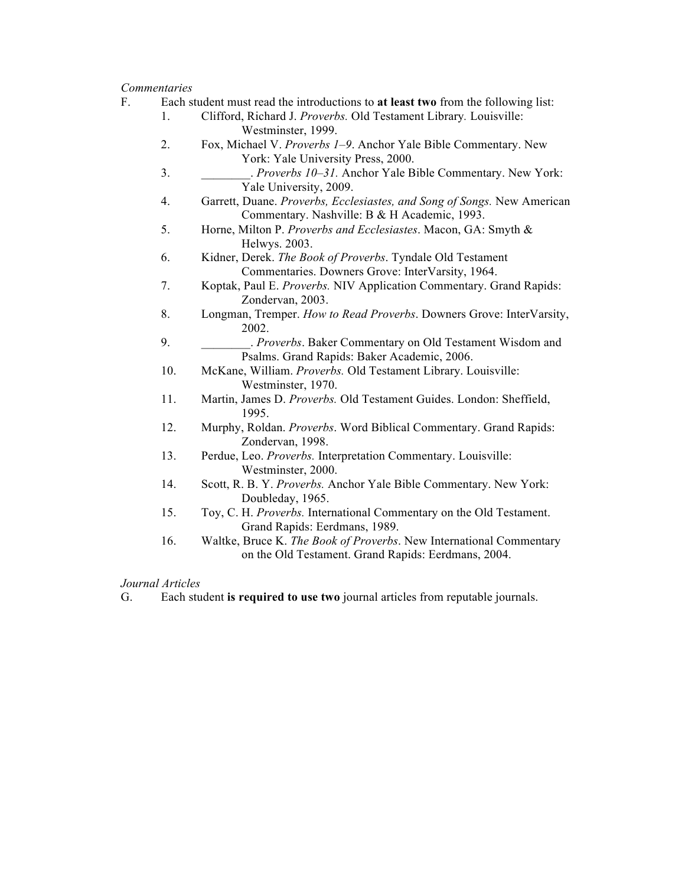*Commentaries*

F. Each student must read the introductions to **at least two** from the following list:

1. Clifford, Richard J. *Proverbs.* Old Testament Library. Louisville: Westminster, 1999.
2. Fox, Michael V. *Proverbs 1–9*. Anchor Yale Bible Commentary. New York: Yale University Press, 2000.
3. ________. *Proverbs 10–31.* Anchor Yale Bible Commentary. New York: Yale University, 2009.
4. Garrett, Duane. *Proverbs, Ecclesiastes, and Song of Songs.* New American Commentary. Nashville: B & H Academic, 1993.
5. Horne, Milton P. *Proverbs and Ecclesiastes*. Macon, GA: Smyth & Helwys. 2003.
6. Kidner, Derek. *The Book of Proverbs*. Tyndale Old Testament Commentaries. Downers Grove: InterVarsity, 1964.
7. Koptak, Paul E. *Proverbs.* NIV Application Commentary. Grand Rapids: Zondervan, 2003.
8. Longman, Tremper. *How to Read Proverbs*. Downers Grove: InterVarsity, 2002.
9. ________. *Proverbs*. Baker Commentary on Old Testament Wisdom and Psalms. Grand Rapids: Baker Academic, 2006.
10. McKane, William. *Proverbs.* Old Testament Library. Louisville: Westminster, 1970.
11. Martin, James D. *Proverbs.* Old Testament Guides. London: Sheffield, 1995.
12. Murphy, Roldan. *Proverbs*. Word Biblical Commentary. Grand Rapids: Zondervan, 1998.
13. Perdue, Leo. *Proverbs.* Interpretation Commentary. Louisville: Westminster, 2000.
14. Scott, R. B. Y. *Proverbs.* Anchor Yale Bible Commentary. New York: Doubleday, 1965.
15. Toy, C. H. *Proverbs.* International Commentary on the Old Testament. Grand Rapids: Eerdmans, 1989.
16. Waltke, Bruce K. *The Book of Proverbs*. New International Commentary on the Old Testament. Grand Rapids: Eerdmans, 2004.

*Journal Articles*

G. Each student **is required to use two** journal articles from reputable journals.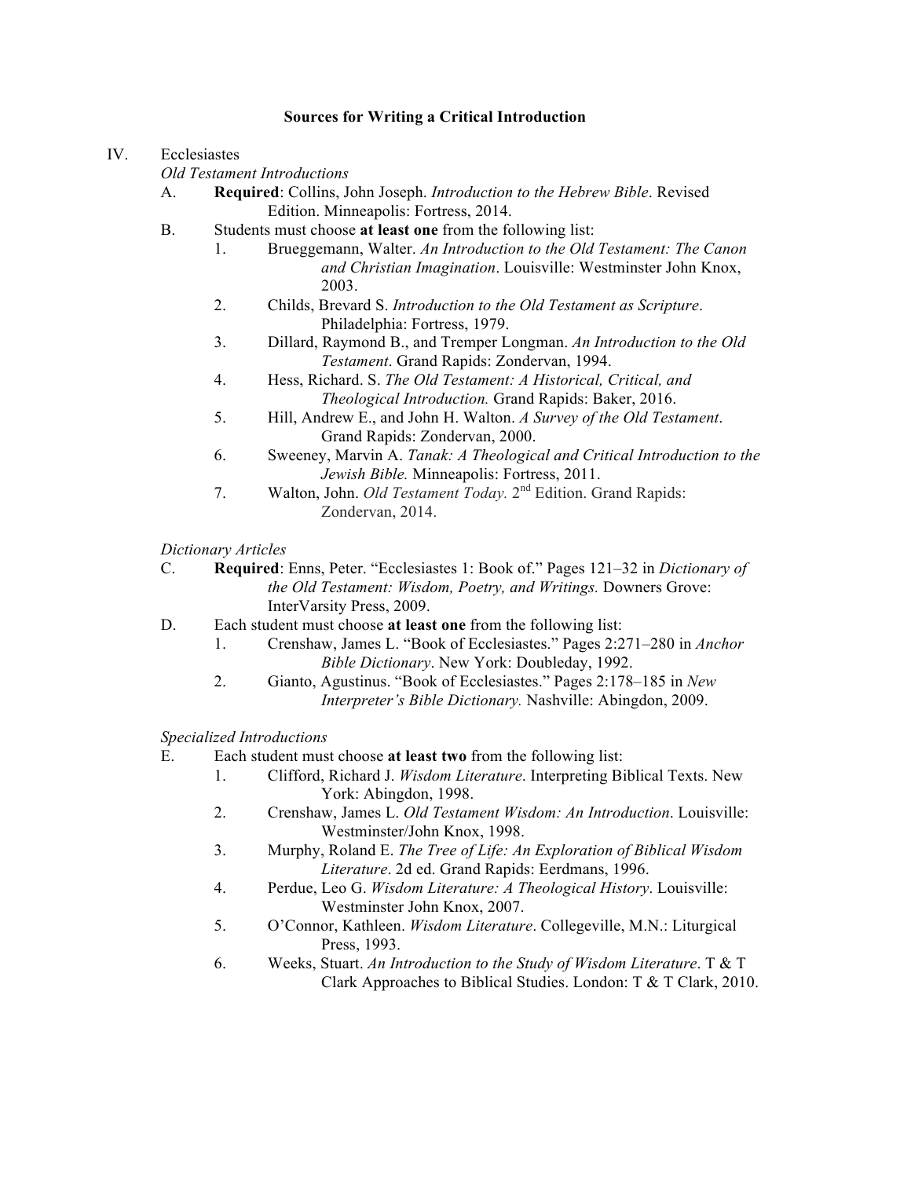## Sources for Writing a Critical Introduction

IV. Ecclesiastes

*Old Testament Introductions*

A. **Required**: Collins, John Joseph. *Introduction to the Hebrew Bible*. Revised Edition. Minneapolis: Fortress, 2014.

B. Students must choose **at least one** from the following list:

1. Brueggemann, Walter. *An Introduction to the Old Testament: The Canon and Christian Imagination*. Louisville: Westminster John Knox, 2003.
2. Childs, Brevard S. *Introduction to the Old Testament as Scripture*. Philadelphia: Fortress, 1979.
3. Dillard, Raymond B., and Tremper Longman. *An Introduction to the Old Testament*. Grand Rapids: Zondervan, 1994.
4. Hess, Richard. S. *The Old Testament: A Historical, Critical, and Theological Introduction.* Grand Rapids: Baker, 2016.
5. Hill, Andrew E., and John H. Walton. *A Survey of the Old Testament*. Grand Rapids: Zondervan, 2000.
6. Sweeney, Marvin A. *Tanak: A Theological and Critical Introduction to the Jewish Bible.* Minneapolis: Fortress, 2011.
7. Walton, John. *Old Testament Today.* 2nd Edition. Grand Rapids: Zondervan, 2014.

*Dictionary Articles*

C. **Required**: Enns, Peter. "Ecclesiastes 1: Book of." Pages 121–32 in *Dictionary of the Old Testament: Wisdom, Poetry, and Writings.* Downers Grove: InterVarsity Press, 2009.

D. Each student must choose **at least one** from the following list:

1. Crenshaw, James L. "Book of Ecclesiastes." Pages 2:271–280 in *Anchor Bible Dictionary*. New York: Doubleday, 1992.
2. Gianto, Agustinus. "Book of Ecclesiastes." Pages 2:178–185 in *New Interpreter's Bible Dictionary.* Nashville: Abingdon, 2009.

*Specialized Introductions*

E. Each student must choose **at least two** from the following list:

1. Clifford, Richard J. *Wisdom Literature*. Interpreting Biblical Texts. New York: Abingdon, 1998.
2. Crenshaw, James L. *Old Testament Wisdom: An Introduction*. Louisville: Westminster/John Knox, 1998.
3. Murphy, Roland E. *The Tree of Life: An Exploration of Biblical Wisdom Literature*. 2d ed. Grand Rapids: Eerdmans, 1996.
4. Perdue, Leo G. *Wisdom Literature: A Theological History*. Louisville: Westminster John Knox, 2007.
5. O'Connor, Kathleen. *Wisdom Literature*. Collegeville, M.N.: Liturgical Press, 1993.
6. Weeks, Stuart. *An Introduction to the Study of Wisdom Literature*. T & T Clark Approaches to Biblical Studies. London: T & T Clark, 2010.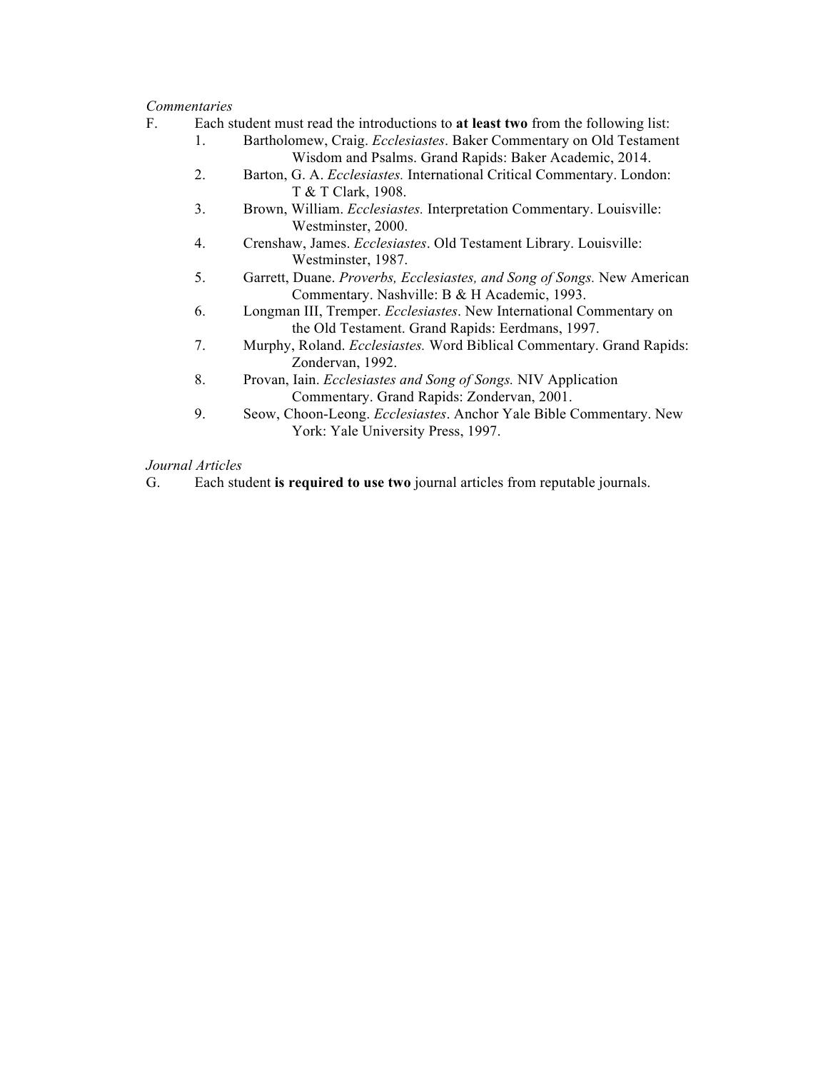*Commentaries*

F. Each student must read the introductions to **at least two** from the following list:

1. Bartholomew, Craig. *Ecclesiastes*. Baker Commentary on Old Testament Wisdom and Psalms. Grand Rapids: Baker Academic, 2014.
2. Barton, G. A. *Ecclesiastes.* International Critical Commentary. London: T & T Clark, 1908.
3. Brown, William. *Ecclesiastes.* Interpretation Commentary. Louisville: Westminster, 2000.
4. Crenshaw, James. *Ecclesiastes*. Old Testament Library. Louisville: Westminster, 1987.
5. Garrett, Duane. *Proverbs, Ecclesiastes, and Song of Songs.* New American Commentary. Nashville: B & H Academic, 1993.
6. Longman III, Tremper. *Ecclesiastes*. New International Commentary on the Old Testament. Grand Rapids: Eerdmans, 1997.
7. Murphy, Roland. *Ecclesiastes.* Word Biblical Commentary. Grand Rapids: Zondervan, 1992.
8. Provan, Iain. *Ecclesiastes and Song of Songs.* NIV Application Commentary. Grand Rapids: Zondervan, 2001.
9. Seow, Choon-Leong. *Ecclesiastes*. Anchor Yale Bible Commentary. New York: Yale University Press, 1997.

*Journal Articles*

G. Each student **is required to use two** journal articles from reputable journals.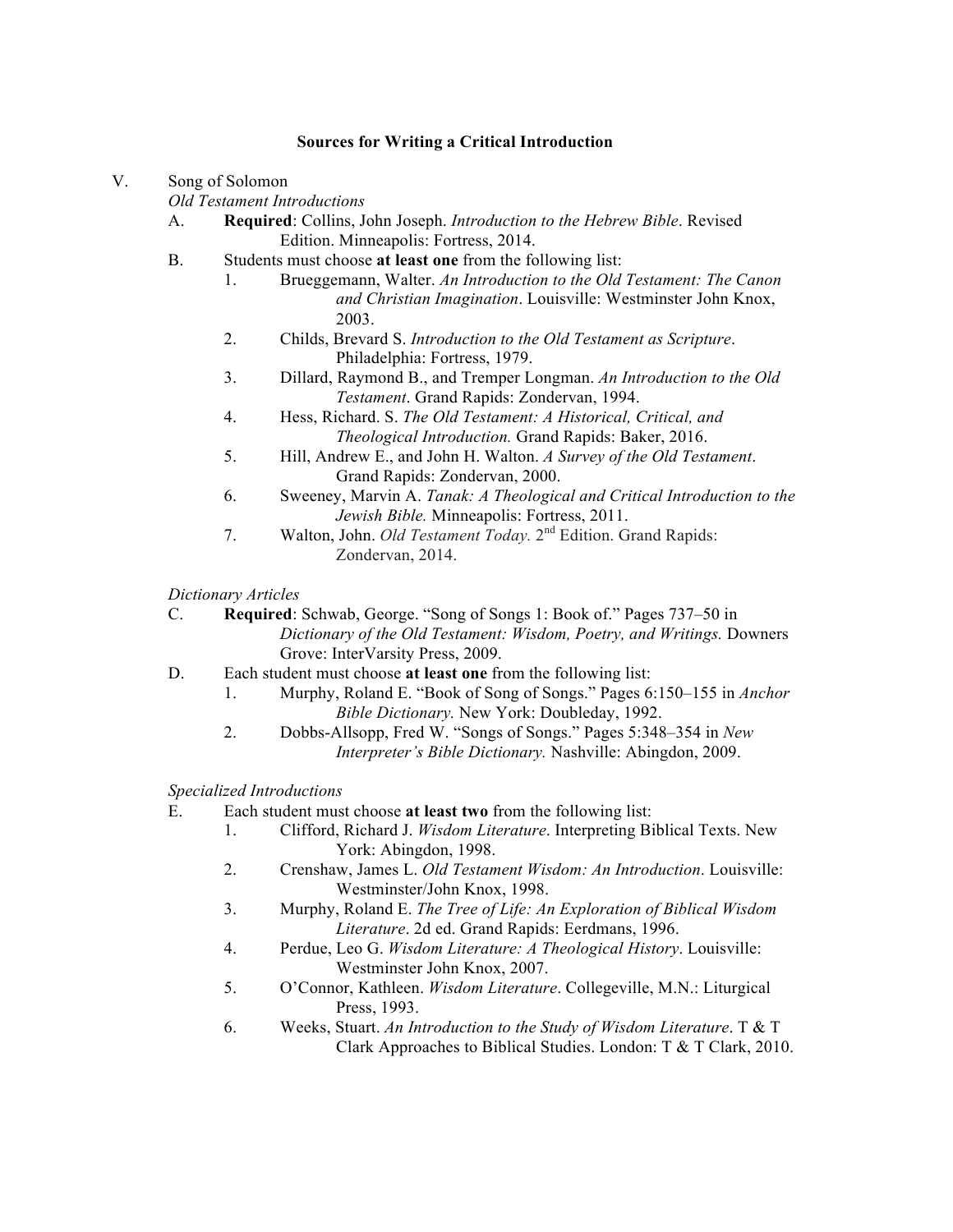## Sources for Writing a Critical Introduction

V. Song of Solomon

*Old Testament Introductions*

- A. **Required**: Collins, John Joseph. *Introduction to the Hebrew Bible*. Revised Edition. Minneapolis: Fortress, 2014.
- B. Students must choose **at least one** from the following list:
  1. Brueggemann, Walter. *An Introduction to the Old Testament: The Canon and Christian Imagination*. Louisville: Westminster John Knox, 2003.
  2. Childs, Brevard S. *Introduction to the Old Testament as Scripture*. Philadelphia: Fortress, 1979.
  3. Dillard, Raymond B., and Tremper Longman. *An Introduction to the Old Testament*. Grand Rapids: Zondervan, 1994.
  4. Hess, Richard. S. *The Old Testament: A Historical, Critical, and Theological Introduction.* Grand Rapids: Baker, 2016.
  5. Hill, Andrew E., and John H. Walton. *A Survey of the Old Testament*. Grand Rapids: Zondervan, 2000.
  6. Sweeney, Marvin A. *Tanak: A Theological and Critical Introduction to the Jewish Bible.* Minneapolis: Fortress, 2011.
  7. Walton, John. *Old Testament Today.* 2nd Edition. Grand Rapids: Zondervan, 2014.

*Dictionary Articles*

- C. **Required**: Schwab, George. "Song of Songs 1: Book of." Pages 737–50 in *Dictionary of the Old Testament: Wisdom, Poetry, and Writings.* Downers Grove: InterVarsity Press, 2009.
- D. Each student must choose **at least one** from the following list:
  1. Murphy, Roland E. "Book of Song of Songs." Pages 6:150–155 in *Anchor Bible Dictionary.* New York: Doubleday, 1992.
  2. Dobbs-Allsopp, Fred W. "Songs of Songs." Pages 5:348–354 in *New Interpreter's Bible Dictionary.* Nashville: Abingdon, 2009.

*Specialized Introductions*

- E. Each student must choose **at least two** from the following list:
  1. Clifford, Richard J. *Wisdom Literature*. Interpreting Biblical Texts. New York: Abingdon, 1998.
  2. Crenshaw, James L. *Old Testament Wisdom: An Introduction*. Louisville: Westminster/John Knox, 1998.
  3. Murphy, Roland E. *The Tree of Life: An Exploration of Biblical Wisdom Literature*. 2d ed. Grand Rapids: Eerdmans, 1996.
  4. Perdue, Leo G. *Wisdom Literature: A Theological History*. Louisville: Westminster John Knox, 2007.
  5. O'Connor, Kathleen. *Wisdom Literature*. Collegeville, M.N.: Liturgical Press, 1993.
  6. Weeks, Stuart. *An Introduction to the Study of Wisdom Literature*. T & T Clark Approaches to Biblical Studies. London: T & T Clark, 2010.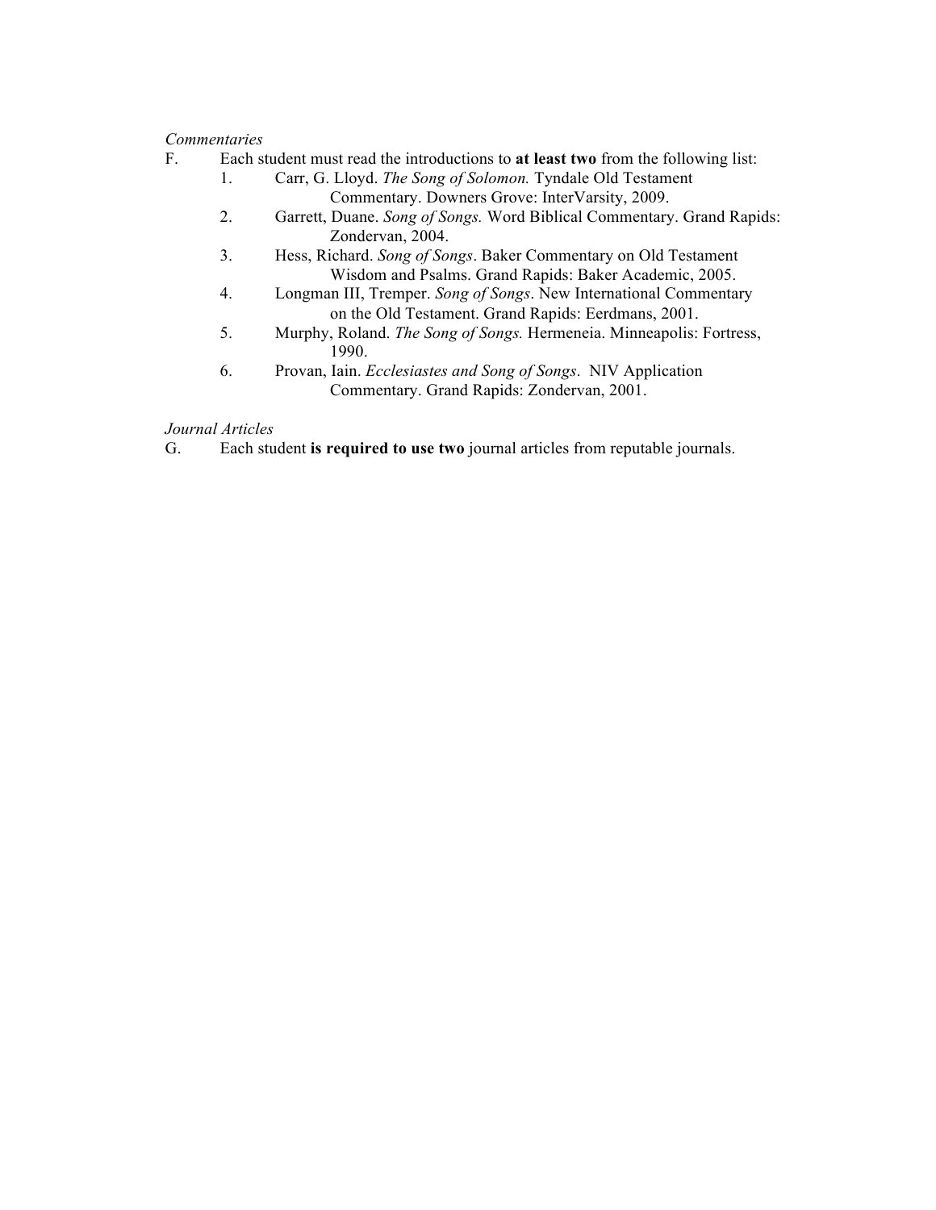*Commentaries*

F. Each student must read the introductions to **at least two** from the following list:

1. Carr, G. Lloyd. *The Song of Solomon.* Tyndale Old Testament Commentary. Downers Grove: InterVarsity, 2009.
2. Garrett, Duane. *Song of Songs.* Word Biblical Commentary. Grand Rapids: Zondervan, 2004.
3. Hess, Richard. *Song of Songs*. Baker Commentary on Old Testament Wisdom and Psalms. Grand Rapids: Baker Academic, 2005.
4. Longman III, Tremper. *Song of Songs*. New International Commentary on the Old Testament. Grand Rapids: Eerdmans, 2001.
5. Murphy, Roland. *The Song of Songs.* Hermeneia. Minneapolis: Fortress, 1990.
6. Provan, Iain. *Ecclesiastes and Song of Songs*. NIV Application Commentary. Grand Rapids: Zondervan, 2001.

*Journal Articles*

G. Each student **is required to use two** journal articles from reputable journals.